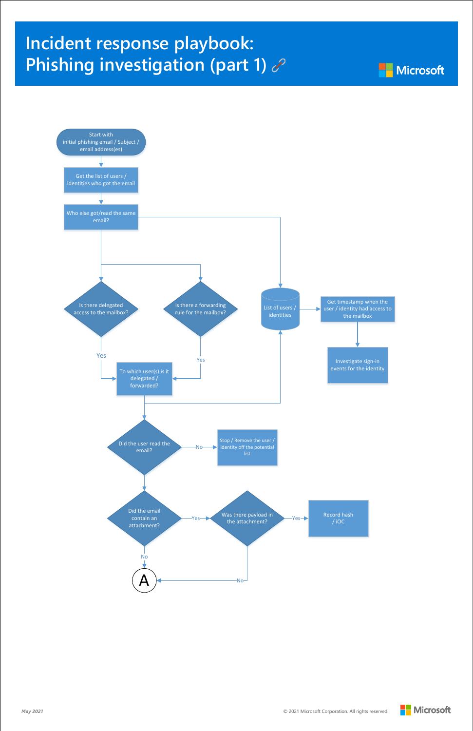# Incident response playbook: Phishing investigation (part 1)

Start with initial phishing email / Subject / email address(es)

Get the list of users / identities who got the email

Who else got/read the same email?

Is there delegated access to the mailbox?

Is there a forwarding rule for the mailbox?

List of users / identities

Get timestamp when the user / identity had access to the mailbox

Investigate sign-in events for the identity

Yes

Yes

To which user(s) is it delegated / forwarded?

Did the user read the email?

No

Stop / Remove the user / identity off the potential list

Did the email contain an attachment?

Yes

Was there payload in the attachment?

Yes

Record hash / iOC

No

No

A

*May 2021*

© 2021 Microsoft Corporation. All rights reserved.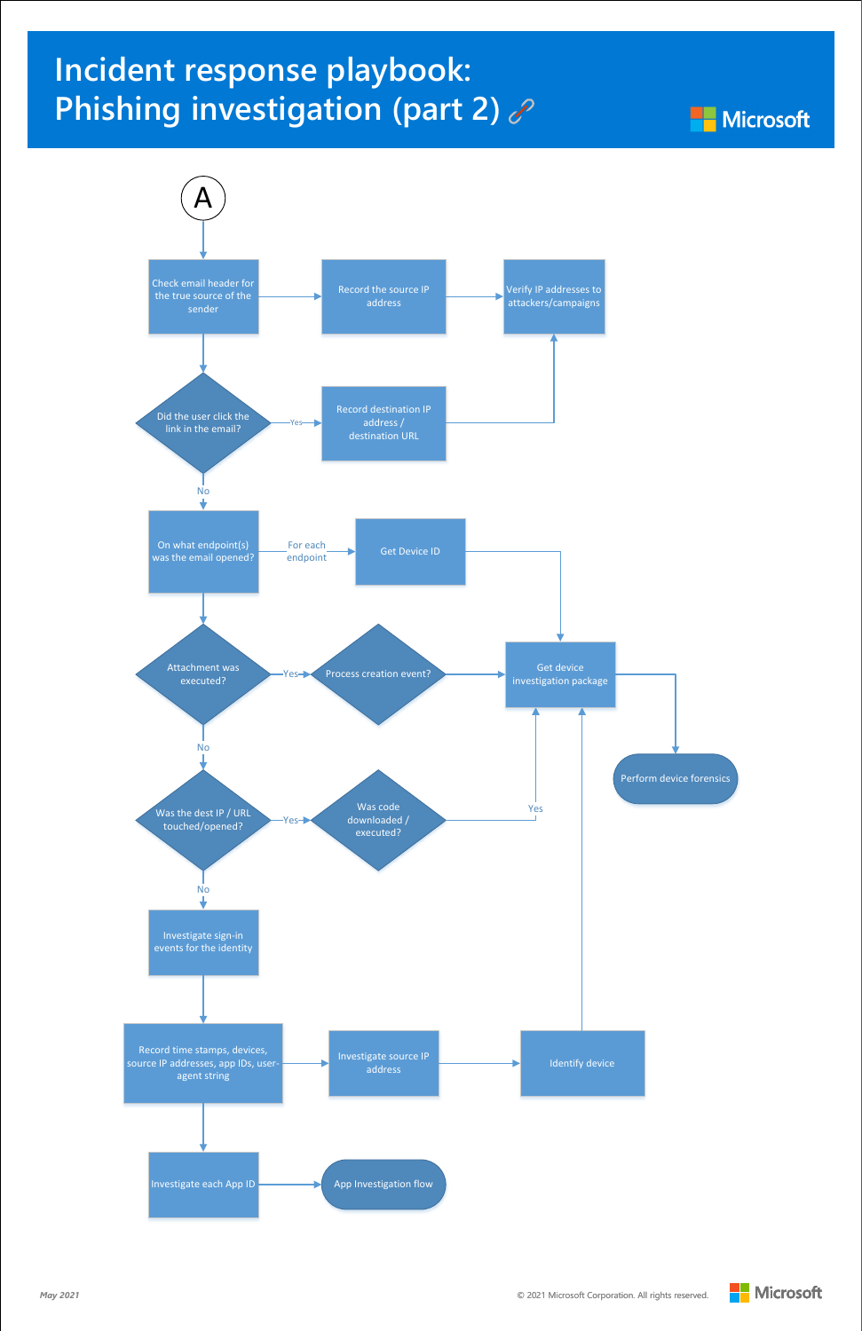# Incident response playbook: Phishing investigation (part 2)

Microsoft

A

- Check email header for the true source of the sender → Record the source IP address → Verify IP addresses to attackers/campaigns
- Did the user click the link in the email?
  - Yes → Record destination IP address / destination URL → Verify IP addresses to attackers/campaigns
  - No → On what endpoint(s) was the email opened?
- On what endpoint(s) was the email opened? → For each endpoint → Get Device ID → Get device investigation package
- Attachment was executed?
  - Yes → Process creation event? → Get device investigation package
  - No → Was the dest IP / URL touched/opened?
- Was the dest IP / URL touched/opened?
  - Yes → Was code downloaded / executed? → Yes → Get device investigation package
  - No → Investigate sign-in events for the identity
- Get device investigation package → Perform device forensics
- Investigate sign-in events for the identity → Record time stamps, devices, source IP addresses, app IDs, user-agent string
- Record time stamps, devices, source IP addresses, app IDs, user-agent string → Investigate source IP address → Identify device → Get device investigation package
- Record time stamps, devices, source IP addresses, app IDs, user-agent string → Investigate each App ID → App Investigation flow

*May 2021*

© 2021 Microsoft Corporation. All rights reserved.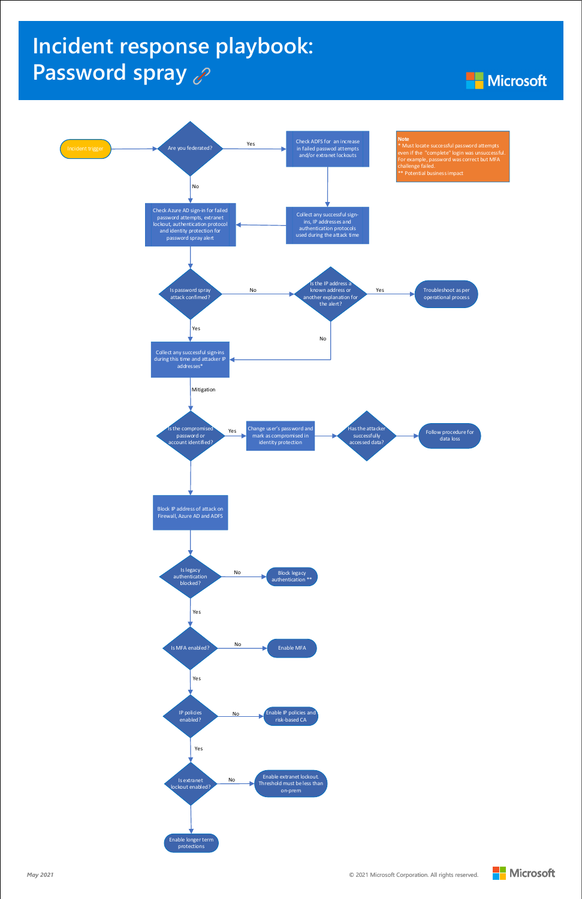# Incident response playbook: Password spray

Microsoft

**Note**
* Must locate successful password attempts even if the "complete" login was unsuccessful. For example, password was correct but MFA challenge failed.
** Potential business impact

- Incident trigger
- Are you federated?
  - Yes → Check ADFS for an increase in failed passwod attempts and/or extranet lockouts → Collect any successful sign-ins, IP addresses and authentication protocols used during the attack time → Check Azure AD sign-in for failed password attempts, extranet lockout, authentication protocol and identity protection for password spray alert
  - No → Check Azure AD sign-in for failed password attempts, extranet lockout, authentication protocol and identity protection for password spray alert
- Is password spray attack confirmed?
  - No → Is the IP address a known address or another explanation for the alert?
    - Yes → Troubleshoot as per operational process
    - No → Collect any successful sign-ins during this time and attacker IP addresses*
  - Yes → Collect any successful sign-ins during this time and attacker IP addresses*
- Mitigation
- Is the compromised password or account identified?
  - Yes → Change user's password and mark as compromised in identity protection → Has the attacker successfully accessed data? → Follow procedure for data loss
- Block IP address of attack on Firewall, Azure AD and ADFS
- Is legacy authentication blocked?
  - No → Block legacy authentication **
  - Yes
- Is MFA enabled?
  - No → Enable MFA
  - Yes
- IP policies enabled?
  - No → Enable IP policies and risk-based CA
  - Yes
- Is extranet lockout enabled?
  - No → Enable extranet lockout. Threshold must be less than on-prem
- Enable longer term protections

*May 2021*

© 2021 Microsoft Corporation. All rights reserved.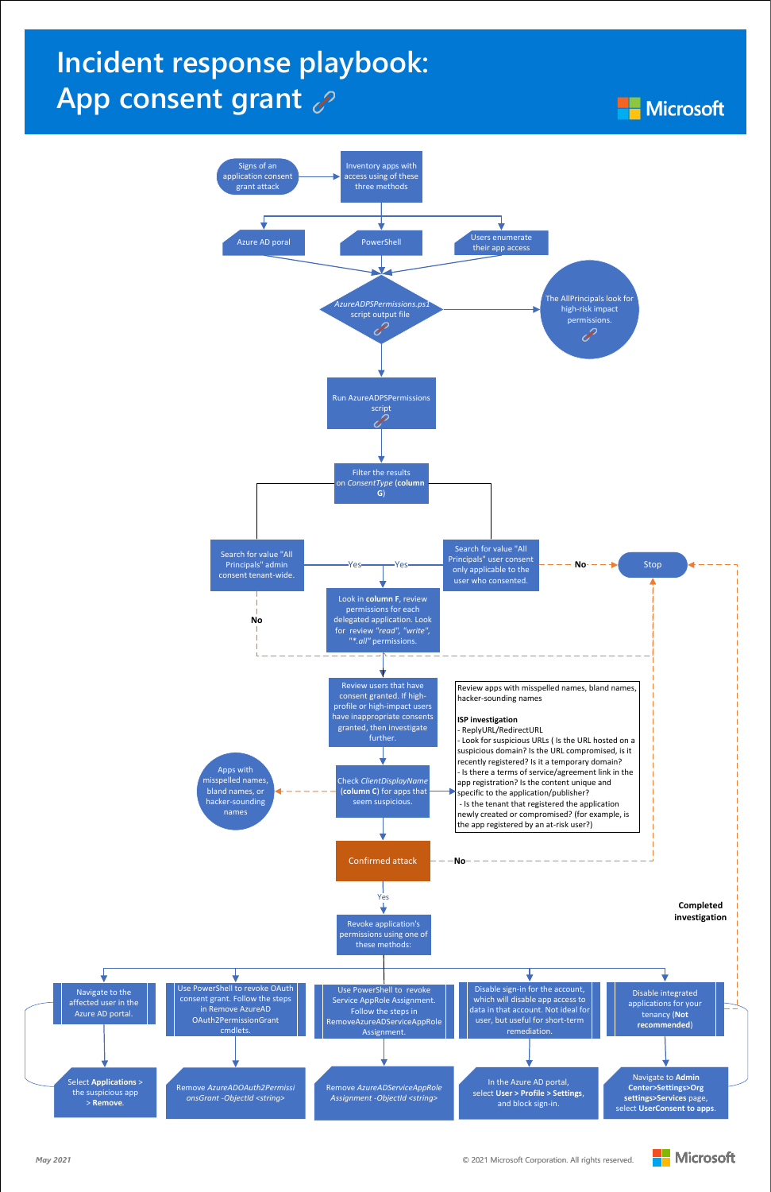# Incident response playbook: App consent grant

Signs of an application consent grant attack

Inventory apps with access using of these three methods

Azure AD poral

PowerShell

Users enumerate their app access

*AzureADPSPermissions.ps1* script output file

The AllPrincipals look for high-risk impact permissions.

Run AzureADPSPermissions script

Filter the results on *ConsentType* (**column G**)

Search for value "All Principals" admin consent tenant-wide.

Yes

Yes

Search for value "All Principals" user consent only applicable to the user who consented.

No

Stop

No

Look in **column F**, review permissions for each delegated application. Look for review *"read"*, *"write"*, *"\*.all"* permissions.

Review users that have consent granted. If high-profile or high-impact users have inappropriate consents granted, then investigate further.

Review apps with misspelled names, bland names, hacker-sounding names

**ISP investigation**

- ReplyURL/RedirectURL
- Look for suspicious URLs ( Is the URL hosted on a suspicious domain? Is the URL compromised, is it recently registered? Is it a temporary domain?
- Is there a terms of service/agreement link in the app registration? Is the content unique and specific to the application/publisher?
- Is the tenant that registered the application newly created or compromised? (for example, is the app registered by an at-risk user?)

Apps with misspelled names, bland names, or hacker-sounding names

Check *ClientDisplayName* (**column C**) for apps that seem suspicious.

Confirmed attack

No

Yes

**Completed investigation**

Revoke application's permissions using one of these methods:

Navigate to the affected user in the Azure AD portal.

Select **Applications** > the suspicious app > **Remove**.

Use PowerShell to revoke OAuth consent grant. Follow the steps in Remove AzureAD OAuth2PermissionGrant cmdlets.

Remove *AzureADOAuth2PermissionGrant -ObjectId <string>*

Use PowerShell to revoke Service AppRole Assignment. Follow the steps in RemoveAzureADServiceAppRole Assignment.

Remove *AzureADServiceAppRole Assignment -ObjectId <string>*

Disable sign-in for the account, which will disable app access to data in that account. Not ideal for user, but useful for short-term remediation.

In the Azure AD portal, select **User > Profile > Settings**, and block sign-in.

Disable integrated applications for your tenancy (**Not recommended**)

Navigate to **Admin Center>Settings>Org settings>Services** page, select **UserConsent to apps**.

*May 2021*

© 2021 Microsoft Corporation. All rights reserved.